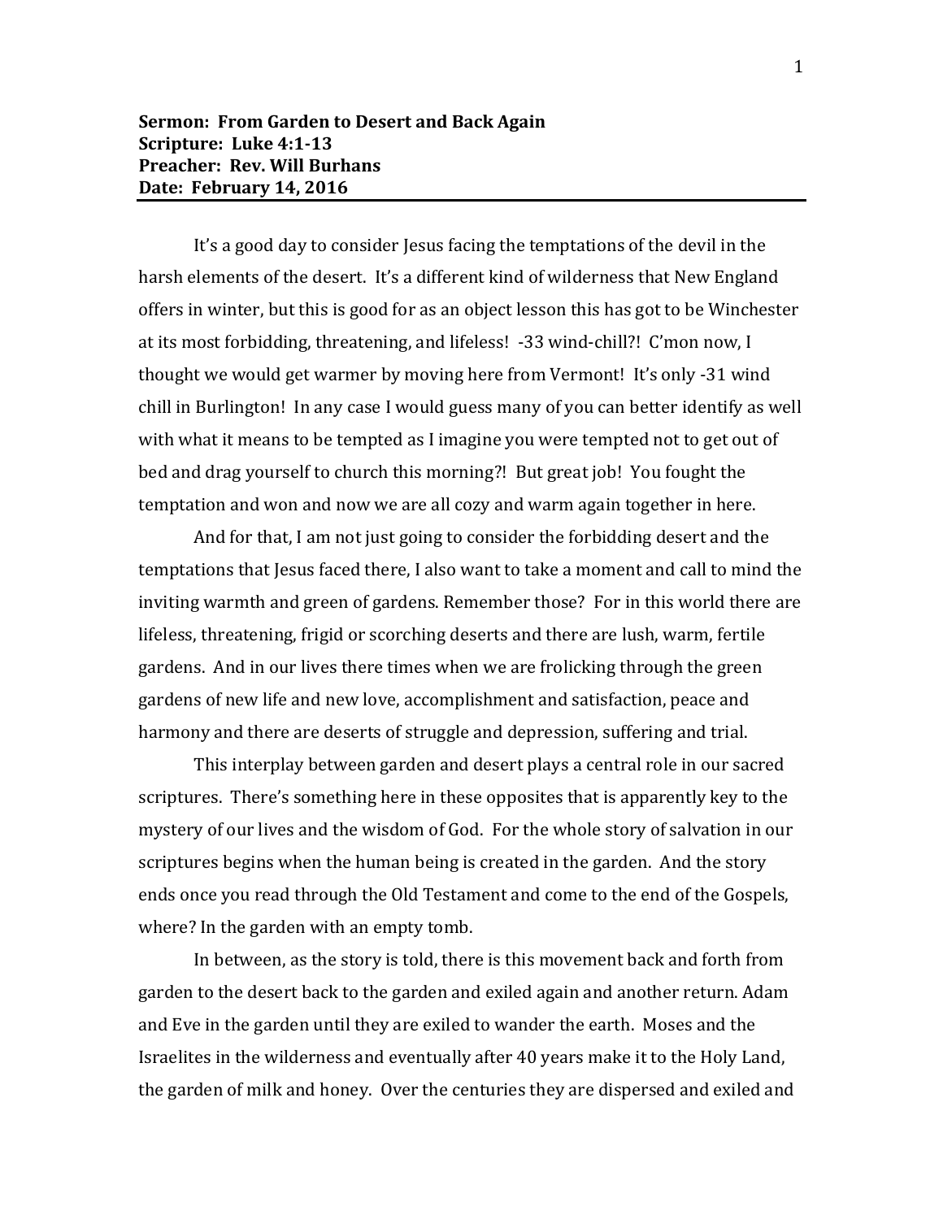**Sermon: From Garden to Desert and Back Again**
**Scripture: Luke 4:1-13**
**Preacher: Rev. Will Burhans**
**Date: February 14, 2016**

---

It's a good day to consider Jesus facing the temptations of the devil in the harsh elements of the desert. It's a different kind of wilderness that New England offers in winter, but this is good for as an object lesson this has got to be Winchester at its most forbidding, threatening, and lifeless! -33 wind-chill?! C'mon now, I thought we would get warmer by moving here from Vermont! It's only -31 wind chill in Burlington! In any case I would guess many of you can better identify as well with what it means to be tempted as I imagine you were tempted not to get out of bed and drag yourself to church this morning?! But great job! You fought the temptation and won and now we are all cozy and warm again together in here.

And for that, I am not just going to consider the forbidding desert and the temptations that Jesus faced there, I also want to take a moment and call to mind the inviting warmth and green of gardens. Remember those? For in this world there are lifeless, threatening, frigid or scorching deserts and there are lush, warm, fertile gardens. And in our lives there times when we are frolicking through the green gardens of new life and new love, accomplishment and satisfaction, peace and harmony and there are deserts of struggle and depression, suffering and trial.

This interplay between garden and desert plays a central role in our sacred scriptures. There's something here in these opposites that is apparently key to the mystery of our lives and the wisdom of God. For the whole story of salvation in our scriptures begins when the human being is created in the garden. And the story ends once you read through the Old Testament and come to the end of the Gospels, where? In the garden with an empty tomb.

In between, as the story is told, there is this movement back and forth from garden to the desert back to the garden and exiled again and another return. Adam and Eve in the garden until they are exiled to wander the earth. Moses and the Israelites in the wilderness and eventually after 40 years make it to the Holy Land, the garden of milk and honey. Over the centuries they are dispersed and exiled and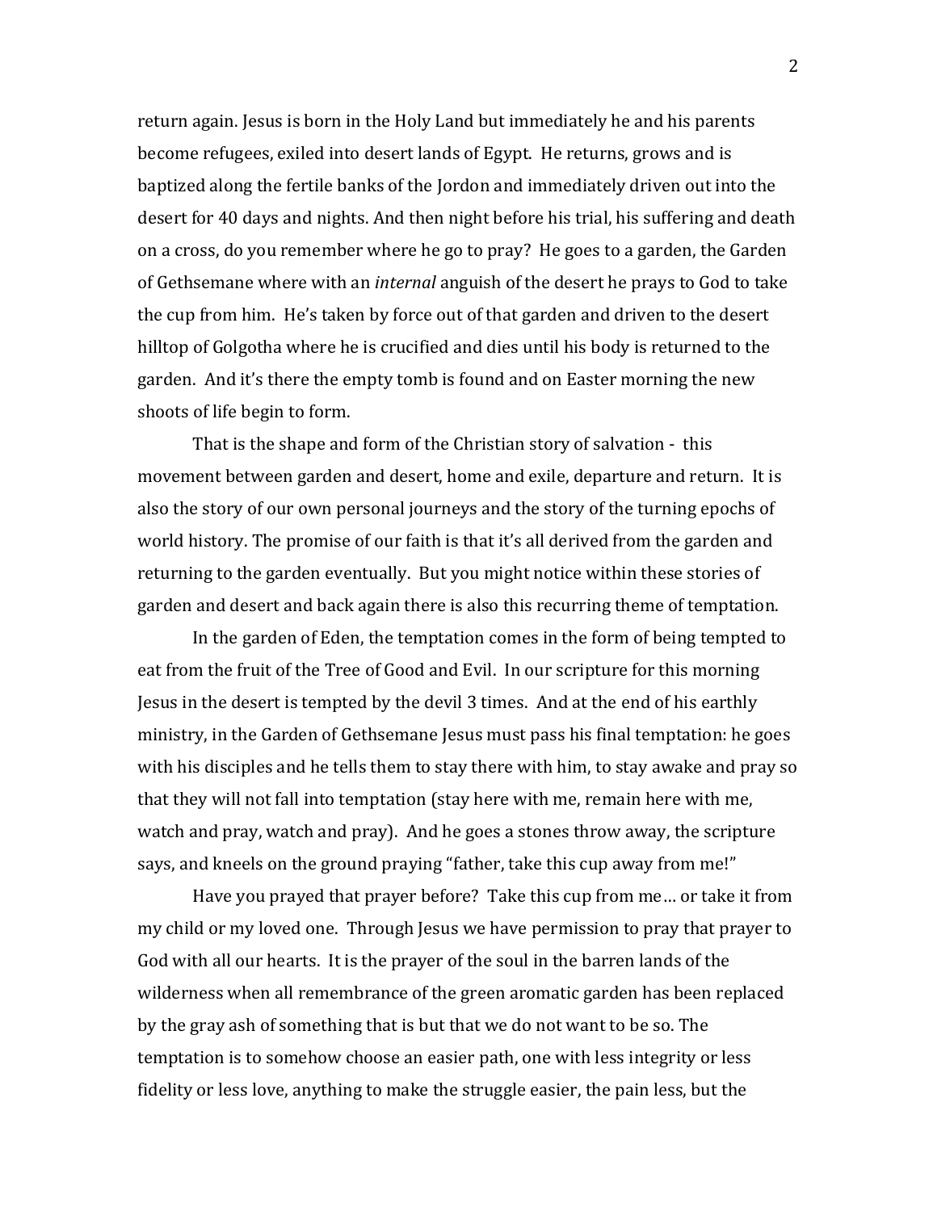return again. Jesus is born in the Holy Land but immediately he and his parents become refugees, exiled into desert lands of Egypt. He returns, grows and is baptized along the fertile banks of the Jordon and immediately driven out into the desert for 40 days and nights. And then night before his trial, his suffering and death on a cross, do you remember where he go to pray? He goes to a garden, the Garden of Gethsemane where with an *internal* anguish of the desert he prays to God to take the cup from him. He's taken by force out of that garden and driven to the desert hilltop of Golgotha where he is crucified and dies until his body is returned to the garden. And it's there the empty tomb is found and on Easter morning the new shoots of life begin to form.

That is the shape and form of the Christian story of salvation - this movement between garden and desert, home and exile, departure and return. It is also the story of our own personal journeys and the story of the turning epochs of world history. The promise of our faith is that it's all derived from the garden and returning to the garden eventually. But you might notice within these stories of garden and desert and back again there is also this recurring theme of temptation.

In the garden of Eden, the temptation comes in the form of being tempted to eat from the fruit of the Tree of Good and Evil. In our scripture for this morning Jesus in the desert is tempted by the devil 3 times. And at the end of his earthly ministry, in the Garden of Gethsemane Jesus must pass his final temptation: he goes with his disciples and he tells them to stay there with him, to stay awake and pray so that they will not fall into temptation (stay here with me, remain here with me, watch and pray, watch and pray). And he goes a stones throw away, the scripture says, and kneels on the ground praying "father, take this cup away from me!"

Have you prayed that prayer before? Take this cup from me… or take it from my child or my loved one. Through Jesus we have permission to pray that prayer to God with all our hearts. It is the prayer of the soul in the barren lands of the wilderness when all remembrance of the green aromatic garden has been replaced by the gray ash of something that is but that we do not want to be so. The temptation is to somehow choose an easier path, one with less integrity or less fidelity or less love, anything to make the struggle easier, the pain less, but the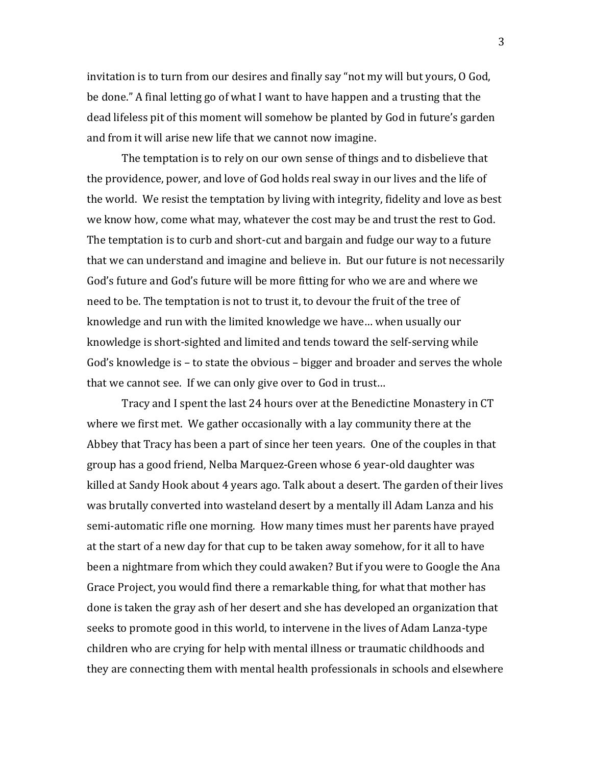invitation is to turn from our desires and finally say "not my will but yours, O God, be done." A final letting go of what I want to have happen and a trusting that the dead lifeless pit of this moment will somehow be planted by God in future's garden and from it will arise new life that we cannot now imagine.

The temptation is to rely on our own sense of things and to disbelieve that the providence, power, and love of God holds real sway in our lives and the life of the world. We resist the temptation by living with integrity, fidelity and love as best we know how, come what may, whatever the cost may be and trust the rest to God. The temptation is to curb and short-cut and bargain and fudge our way to a future that we can understand and imagine and believe in. But our future is not necessarily God's future and God's future will be more fitting for who we are and where we need to be. The temptation is not to trust it, to devour the fruit of the tree of knowledge and run with the limited knowledge we have… when usually our knowledge is short-sighted and limited and tends toward the self-serving while God's knowledge is – to state the obvious – bigger and broader and serves the whole that we cannot see. If we can only give over to God in trust…

Tracy and I spent the last 24 hours over at the Benedictine Monastery in CT where we first met. We gather occasionally with a lay community there at the Abbey that Tracy has been a part of since her teen years. One of the couples in that group has a good friend, Nelba Marquez-Green whose 6 year-old daughter was killed at Sandy Hook about 4 years ago. Talk about a desert. The garden of their lives was brutally converted into wasteland desert by a mentally ill Adam Lanza and his semi-automatic rifle one morning. How many times must her parents have prayed at the start of a new day for that cup to be taken away somehow, for it all to have been a nightmare from which they could awaken? But if you were to Google the Ana Grace Project, you would find there a remarkable thing, for what that mother has done is taken the gray ash of her desert and she has developed an organization that seeks to promote good in this world, to intervene in the lives of Adam Lanza-type children who are crying for help with mental illness or traumatic childhoods and they are connecting them with mental health professionals in schools and elsewhere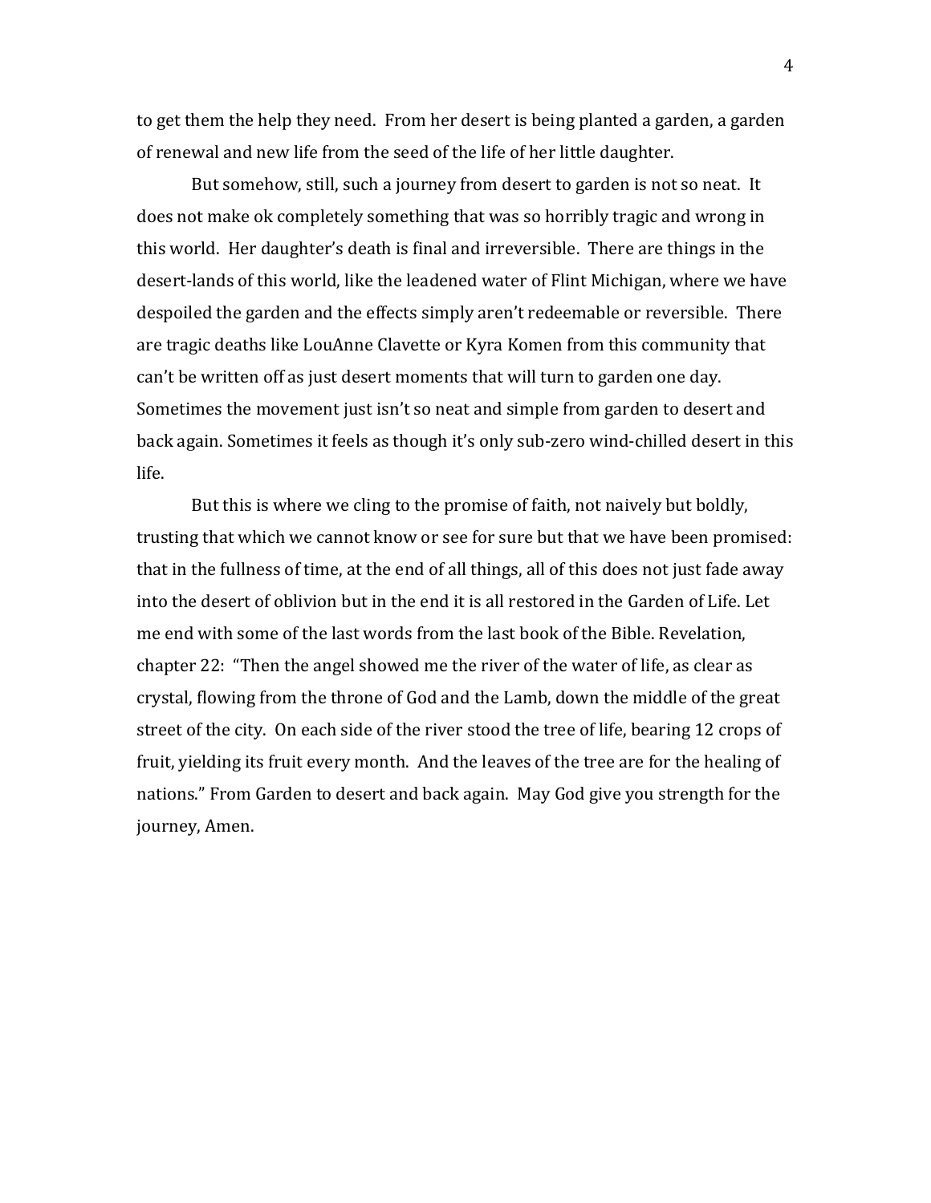to get them the help they need. From her desert is being planted a garden, a garden of renewal and new life from the seed of the life of her little daughter.

But somehow, still, such a journey from desert to garden is not so neat. It does not make ok completely something that was so horribly tragic and wrong in this world. Her daughter's death is final and irreversible. There are things in the desert-lands of this world, like the leadened water of Flint Michigan, where we have despoiled the garden and the effects simply aren't redeemable or reversible. There are tragic deaths like LouAnne Clavette or Kyra Komen from this community that can't be written off as just desert moments that will turn to garden one day. Sometimes the movement just isn't so neat and simple from garden to desert and back again. Sometimes it feels as though it's only sub-zero wind-chilled desert in this life.

But this is where we cling to the promise of faith, not naively but boldly, trusting that which we cannot know or see for sure but that we have been promised: that in the fullness of time, at the end of all things, all of this does not just fade away into the desert of oblivion but in the end it is all restored in the Garden of Life. Let me end with some of the last words from the last book of the Bible. Revelation, chapter 22: "Then the angel showed me the river of the water of life, as clear as crystal, flowing from the throne of God and the Lamb, down the middle of the great street of the city. On each side of the river stood the tree of life, bearing 12 crops of fruit, yielding its fruit every month. And the leaves of the tree are for the healing of nations." From Garden to desert and back again. May God give you strength for the journey, Amen.